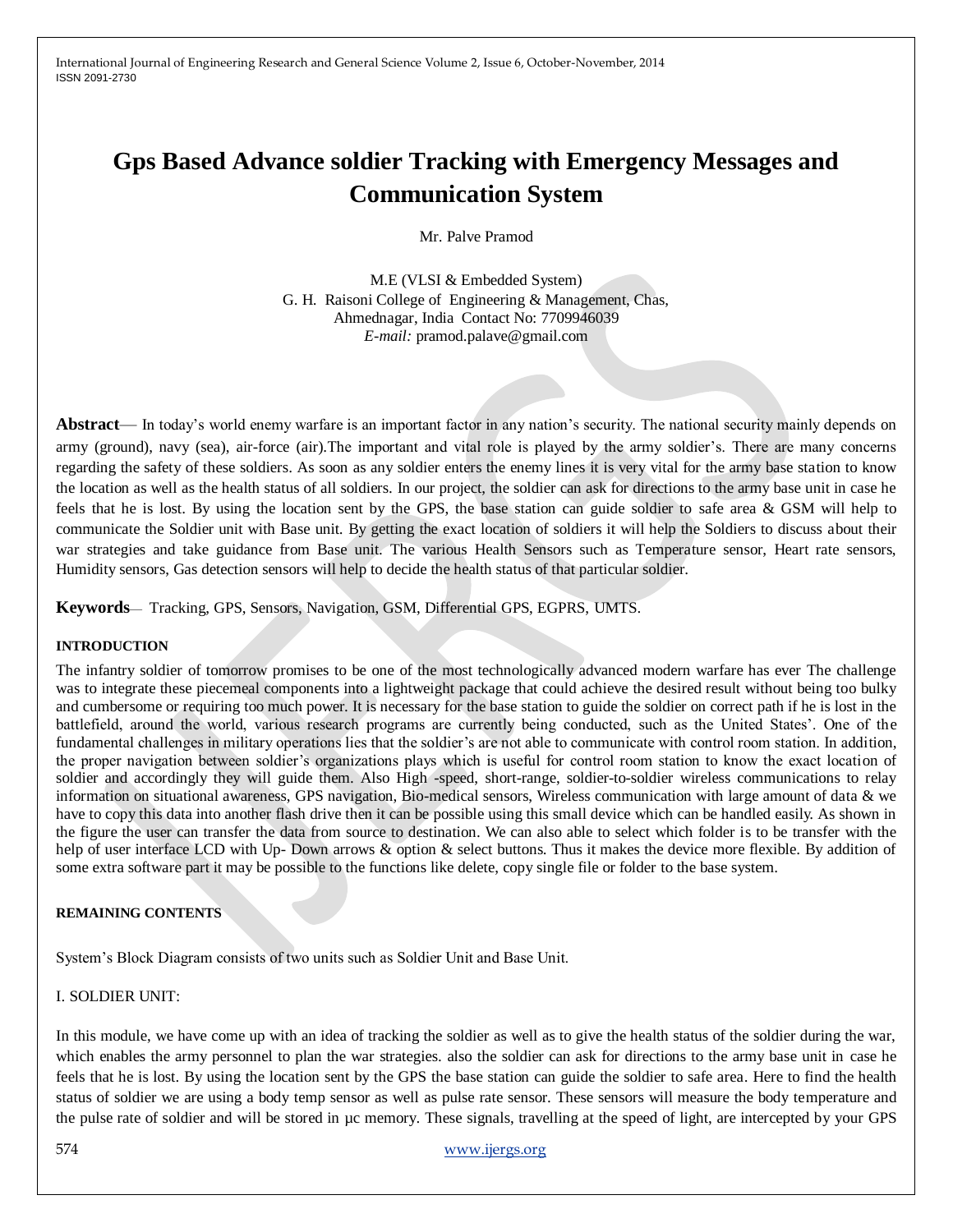# Gps Based Advance soldier Tracking with Emergency Messages and Communication System

Mr. Palve Pramod

M.E (VLSI & Embedded System)
G. H. Raisoni College of Engineering & Management, Chas,
Ahmednagar, India Contact No: 7709946039
*E-mail:* pramod.palave@gmail.com

**Abstract**— In today's world enemy warfare is an important factor in any nation's security. The national security mainly depends on army (ground), navy (sea), air-force (air).The important and vital role is played by the army soldier's. There are many concerns regarding the safety of these soldiers. As soon as any soldier enters the enemy lines it is very vital for the army base station to know the location as well as the health status of all soldiers. In our project, the soldier can ask for directions to the army base unit in case he feels that he is lost. By using the location sent by the GPS, the base station can guide soldier to safe area & GSM will help to communicate the Soldier unit with Base unit. By getting the exact location of soldiers it will help the Soldiers to discuss about their war strategies and take guidance from Base unit. The various Health Sensors such as Temperature sensor, Heart rate sensors, Humidity sensors, Gas detection sensors will help to decide the health status of that particular soldier.

**Keywords**— Tracking, GPS, Sensors, Navigation, GSM, Differential GPS, EGPRS, UMTS.

#### INTRODUCTION

The infantry soldier of tomorrow promises to be one of the most technologically advanced modern warfare has ever The challenge was to integrate these piecemeal components into a lightweight package that could achieve the desired result without being too bulky and cumbersome or requiring too much power. It is necessary for the base station to guide the soldier on correct path if he is lost in the battlefield, around the world, various research programs are currently being conducted, such as the United States'. One of the fundamental challenges in military operations lies that the soldier's are not able to communicate with control room station. In addition, the proper navigation between soldier's organizations plays which is useful for control room station to know the exact location of soldier and accordingly they will guide them. Also High -speed, short-range, soldier-to-soldier wireless communications to relay information on situational awareness, GPS navigation, Bio-medical sensors, Wireless communication with large amount of data & we have to copy this data into another flash drive then it can be possible using this small device which can be handled easily. As shown in the figure the user can transfer the data from source to destination. We can also able to select which folder is to be transfer with the help of user interface LCD with Up- Down arrows & option & select buttons. Thus it makes the device more flexible. By addition of some extra software part it may be possible to the functions like delete, copy single file or folder to the base system.

#### REMAINING CONTENTS

System's Block Diagram consists of two units such as Soldier Unit and Base Unit.

I. SOLDIER UNIT:

In this module, we have come up with an idea of tracking the soldier as well as to give the health status of the soldier during the war, which enables the army personnel to plan the war strategies. also the soldier can ask for directions to the army base unit in case he feels that he is lost. By using the location sent by the GPS the base station can guide the soldier to safe area. Here to find the health status of soldier we are using a body temp sensor as well as pulse rate sensor. These sensors will measure the body temperature and the pulse rate of soldier and will be stored in µc memory. These signals, travelling at the speed of light, are intercepted by your GPS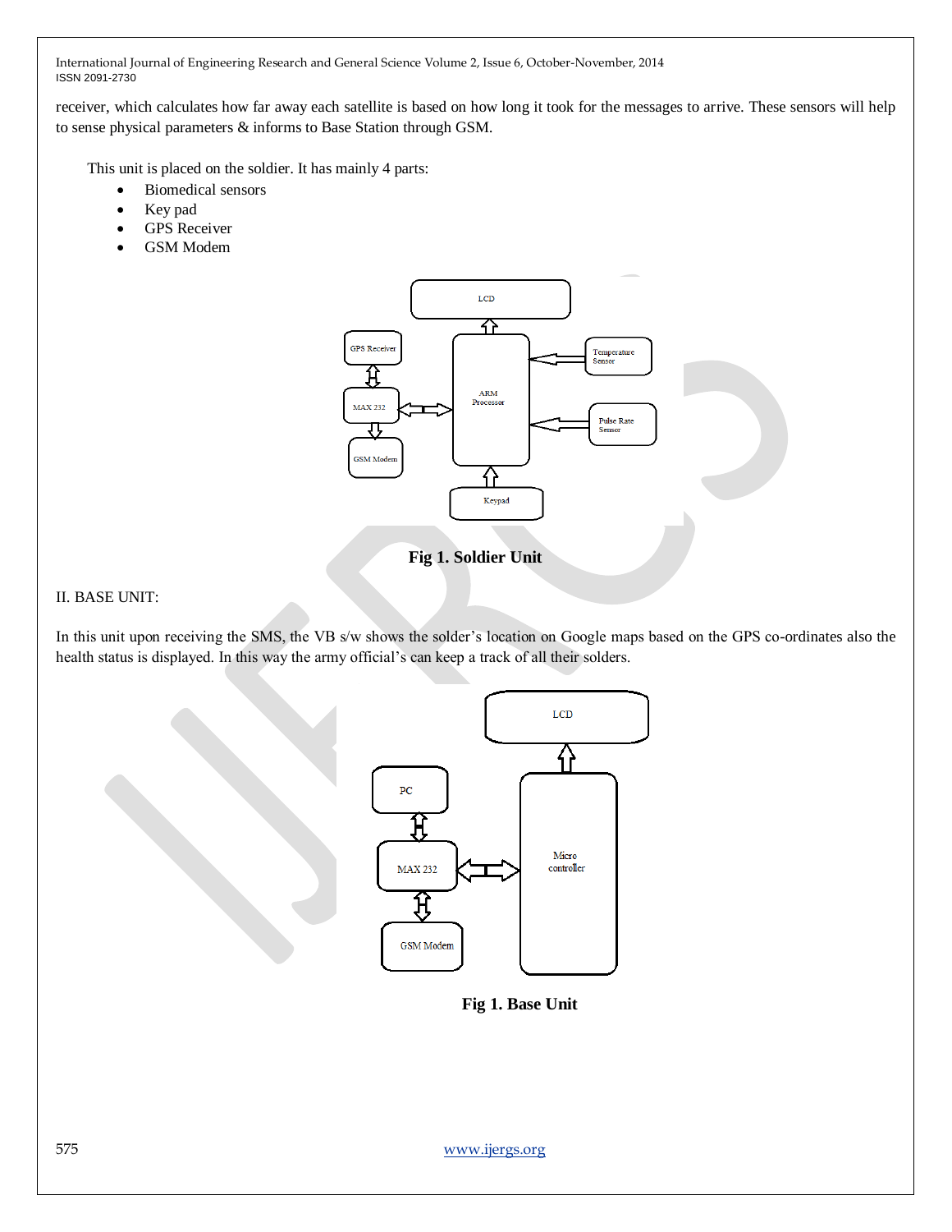receiver, which calculates how far away each satellite is based on how long it took for the messages to arrive. These sensors will help to sense physical parameters & informs to Base Station through GSM.

This unit is placed on the soldier. It has mainly 4 parts:

- Biomedical sensors
- Key pad
- GPS Receiver
- GSM Modem

**Fig 1. Soldier Unit**

II. BASE UNIT:

In this unit upon receiving the SMS, the VB s/w shows the solder's location on Google maps based on the GPS co-ordinates also the health status is displayed. In this way the army official's can keep a track of all their solders.

**Fig 1. Base Unit**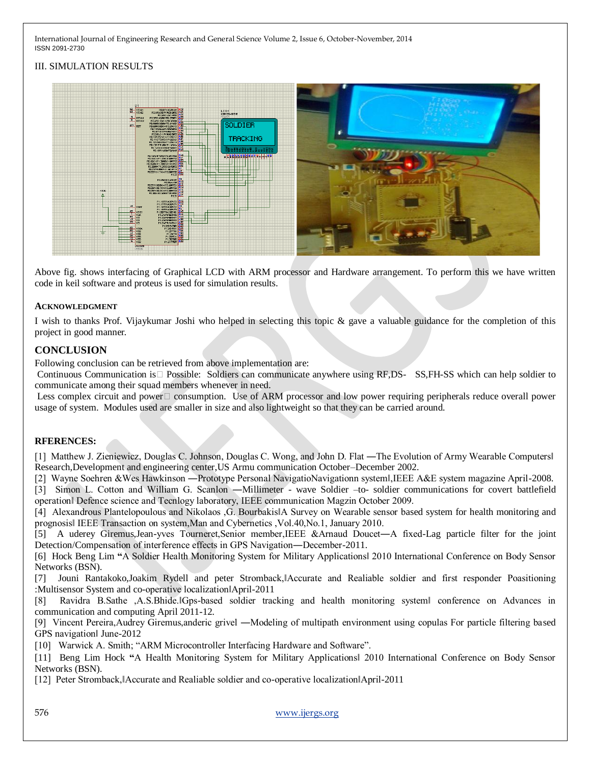## III. SIMULATION RESULTS

Above fig. shows interfacing of Graphical LCD with ARM processor and Hardware arrangement. To perform this we have written code in keil software and proteus is used for simulation results.

### ACKNOWLEDGMENT

I wish to thanks Prof. Vijaykumar Joshi who helped in selecting this topic & gave a valuable guidance for the completion of this project in good manner.

## CONCLUSION

Following conclusion can be retrieved from above implementation are:

Continuous Communication is Possible: Soldiers can communicate anywhere using RF,DS- SS,FH-SS which can help soldier to communicate among their squad members whenever in need.

Less complex circuit and power consumption. Use of ARM processor and low power requiring peripherals reduce overall power usage of system. Modules used are smaller in size and also lightweight so that they can be carried around.

## RFERENCES:

[1] Matthew J. Zieniewicz, Douglas C. Johnson, Douglas C. Wong, and John D. Flat ―The Evolution of Army Wearable Computers‖ Research,Development and engineering center,US Armu communication October–December 2002.

[2] Wayne Soehren &Wes Hawkinson ―Prototype Personal NavigatioNavigationn system‖,IEEE A&E system magazine April-2008.

[3] Simon L. Cotton and William G. Scanlon ―Millimeter - wave Soldier –to- soldier communications for covert battlefield operation‖ Defence science and Tecnlogy laboratory, IEEE communication Magzin October 2009.

[4] Alexandrous Plantelopoulous and Nikolaos ,G. Bourbakis‖A Survey on Wearable sensor based system for health monitoring and prognosis‖ IEEE Transaction on system,Man and Cybernetics ,Vol.40,No.1, January 2010.

[5] A uderey Giremus,Jean-yves Tourneret,Senior member,IEEE &Arnaud Doucet―A fixed-Lag particle filter for the joint Detection/Compensation of interference effects in GPS Navigation―December-2011.

[6] Hock Beng Lim "A Soldier Health Monitoring System for Military Applications‖ 2010 International Conference on Body Sensor Networks (BSN).

[7] Jouni Rantakoko,Joakim Rydell and peter Stromback,‖Accurate and Realiable soldier and first responder Poasitioning :Multisensor System and co-operative localization‖April-2011

[8] Ravidra B.Sathe ,A.S.Bhide.‖Gps-based soldier tracking and health monitoring system‖ conference on Advances in communication and computing April 2011-12.

[9] Vincent Pereira,Audrey Giremus,anderic grivel ―Modeling of multipath environment using copulas For particle filtering based GPS navigation‖ June-2012

[10] Warwick A. Smith; "ARM Microcontroller Interfacing Hardware and Software".

[11] Beng Lim Hock "A Health Monitoring System for Military Applications‖ 2010 International Conference on Body Sensor Networks (BSN).

[12] Peter Stromback,‖Accurate and Realiable soldier and co-operative localization‖April-2011